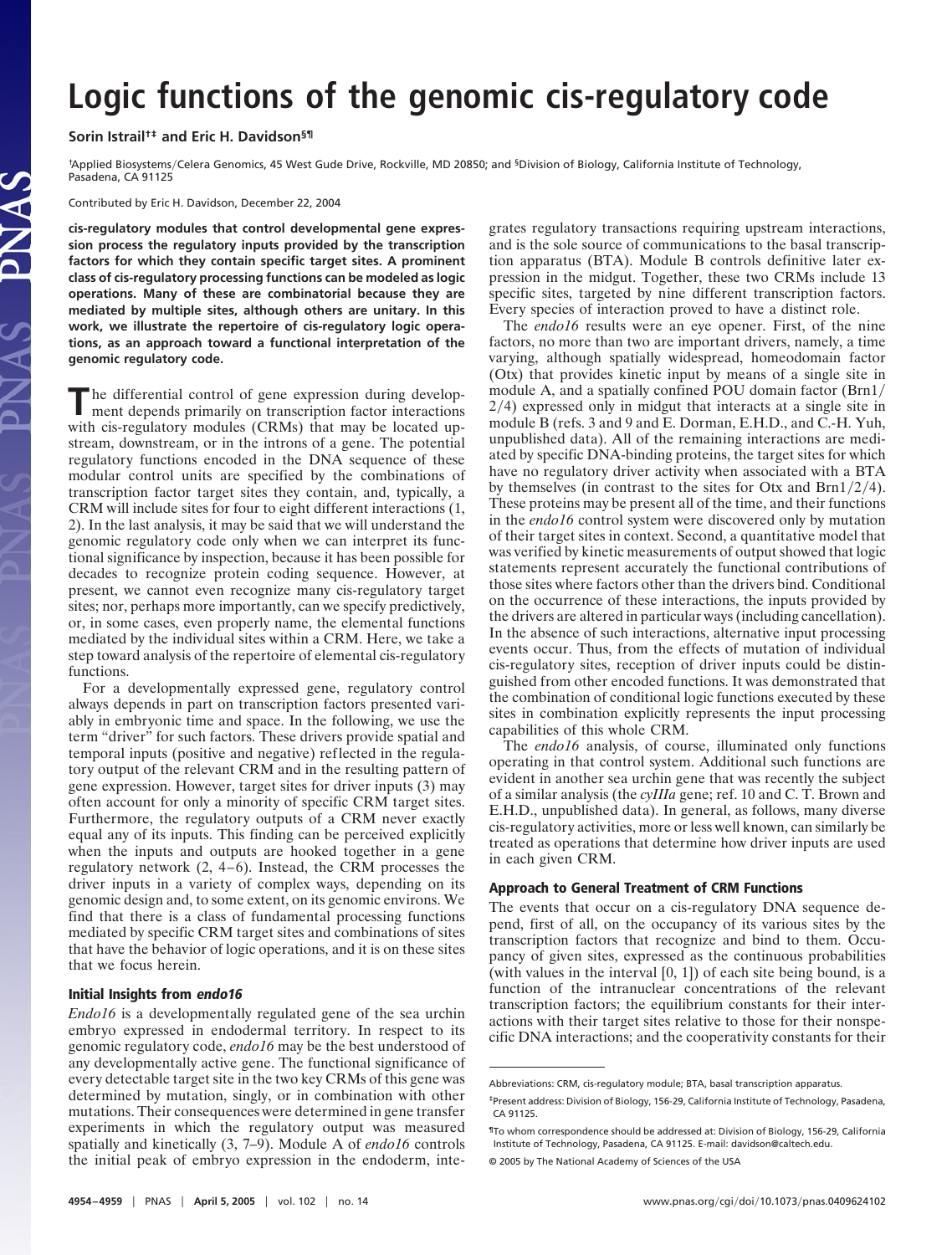# Logic functions of the genomic cis-regulatory code

**Sorin Istrail[†‡] and Eric H. Davidson[§¶]**

[†]Applied Biosystems/Celera Genomics, 45 West Gude Drive, Rockville, MD 20850; and [§]Division of Biology, California Institute of Technology, Pasadena, CA 91125

Contributed by Eric H. Davidson, December 22, 2004

**cis-regulatory modules that control developmental gene expression process the regulatory inputs provided by the transcription factors for which they contain specific target sites. A prominent class of cis-regulatory processing functions can be modeled as logic operations. Many of these are combinatorial because they are mediated by multiple sites, although others are unitary. In this work, we illustrate the repertoire of cis-regulatory logic operations, as an approach toward a functional interpretation of the genomic regulatory code.**

The differential control of gene expression during development depends primarily on transcription factor interactions with cis-regulatory modules (CRMs) that may be located upstream, downstream, or in the introns of a gene. The potential regulatory functions encoded in the DNA sequence of these modular control units are specified by the combinations of transcription factor target sites they contain, and, typically, a CRM will include sites for four to eight different interactions (1, 2). In the last analysis, it may be said that we will understand the genomic regulatory code only when we can interpret its functional significance by inspection, because it has been possible for decades to recognize protein coding sequence. However, at present, we cannot even recognize many cis-regulatory target sites; nor, perhaps more importantly, can we specify predictively, or, in some cases, even properly name, the elemental functions mediated by the individual sites within a CRM. Here, we take a step toward analysis of the repertoire of elemental cis-regulatory functions.

For a developmentally expressed gene, regulatory control always depends in part on transcription factors presented variably in embryonic time and space. In the following, we use the term "driver" for such factors. These drivers provide spatial and temporal inputs (positive and negative) reflected in the regulatory output of the relevant CRM and in the resulting pattern of gene expression. However, target sites for driver inputs (3) may often account for only a minority of specific CRM target sites. Furthermore, the regulatory outputs of a CRM never exactly equal any of its inputs. This finding can be perceived explicitly when the inputs and outputs are hooked together in a gene regulatory network (2, 4–6). Instead, the CRM processes the driver inputs in a variety of complex ways, depending on its genomic design and, to some extent, on its genomic environs. We find that there is a class of fundamental processing functions mediated by specific CRM target sites and combinations of sites that have the behavior of logic operations, and it is on these sites that we focus herein.

## Initial Insights from *endo16*

*Endo16* is a developmentally regulated gene of the sea urchin embryo expressed in endodermal territory. In respect to its genomic regulatory code, *endo16* may be the best understood of any developmentally active gene. The functional significance of every detectable target site in the two key CRMs of this gene was determined by mutation, singly, or in combination with other mutations. Their consequences were determined in gene transfer experiments in which the regulatory output was measured spatially and kinetically (3, 7–9). Module A of *endo16* controls the initial peak of embryo expression in the endoderm, integrates regulatory transactions requiring upstream interactions, and is the sole source of communications to the basal transcription apparatus (BTA). Module B controls definitive later expression in the midgut. Together, these two CRMs include 13 specific sites, targeted by nine different transcription factors. Every species of interaction proved to have a distinct role.

The *endo16* results were an eye opener. First, of the nine factors, no more than two are important drivers, namely, a time varying, although spatially widespread, homeodomain factor (Otx) that provides kinetic input by means of a single site in module A, and a spatially confined POU domain factor (Brn1/2/4) expressed only in midgut that interacts at a single site in module B (refs. 3 and 9 and E. Dorman, E.H.D., and C.-H. Yuh, unpublished data). All of the remaining interactions are mediated by specific DNA-binding proteins, the target sites for which have no regulatory driver activity when associated with a BTA by themselves (in contrast to the sites for Otx and Brn1/2/4). These proteins may be present all of the time, and their functions in the *endo16* control system were discovered only by mutation of their target sites in context. Second, a quantitative model that was verified by kinetic measurements of output showed that logic statements represent accurately the functional contributions of those sites where factors other than the drivers bind. Conditional on the occurrence of these interactions, the inputs provided by the drivers are altered in particular ways (including cancellation). In the absence of such interactions, alternative input processing events occur. Thus, from the effects of mutation of individual cis-regulatory sites, reception of driver inputs could be distinguished from other encoded functions. It was demonstrated that the combination of conditional logic functions executed by these sites in combination explicitly represents the input processing capabilities of this whole CRM.

The *endo16* analysis, of course, illuminated only functions operating in that control system. Additional such functions are evident in another sea urchin gene that was recently the subject of a similar analysis (the *cyIIIa* gene; ref. 10 and C. T. Brown and E.H.D., unpublished data). In general, as follows, many diverse cis-regulatory activities, more or less well known, can similarly be treated as operations that determine how driver inputs are used in each given CRM.

## Approach to General Treatment of CRM Functions

The events that occur on a cis-regulatory DNA sequence depend, first of all, on the occupancy of its various sites by the transcription factors that recognize and bind to them. Occupancy of given sites, expressed as the continuous probabilities (with values in the interval [0, 1]) of each site being bound, is a function of the intranuclear concentrations of the relevant transcription factors; the equilibrium constants for their interactions with their target sites relative to those for their nonspecific DNA interactions; and the cooperativity constants for their

Abbreviations: CRM, cis-regulatory module; BTA, basal transcription apparatus.

[‡]Present address: Division of Biology, 156-29, California Institute of Technology, Pasadena, CA 91125.

[¶]To whom correspondence should be addressed at: Division of Biology, 156-29, California Institute of Technology, Pasadena, CA 91125. E-mail: davidson@caltech.edu.

© 2005 by The National Academy of Sciences of the USA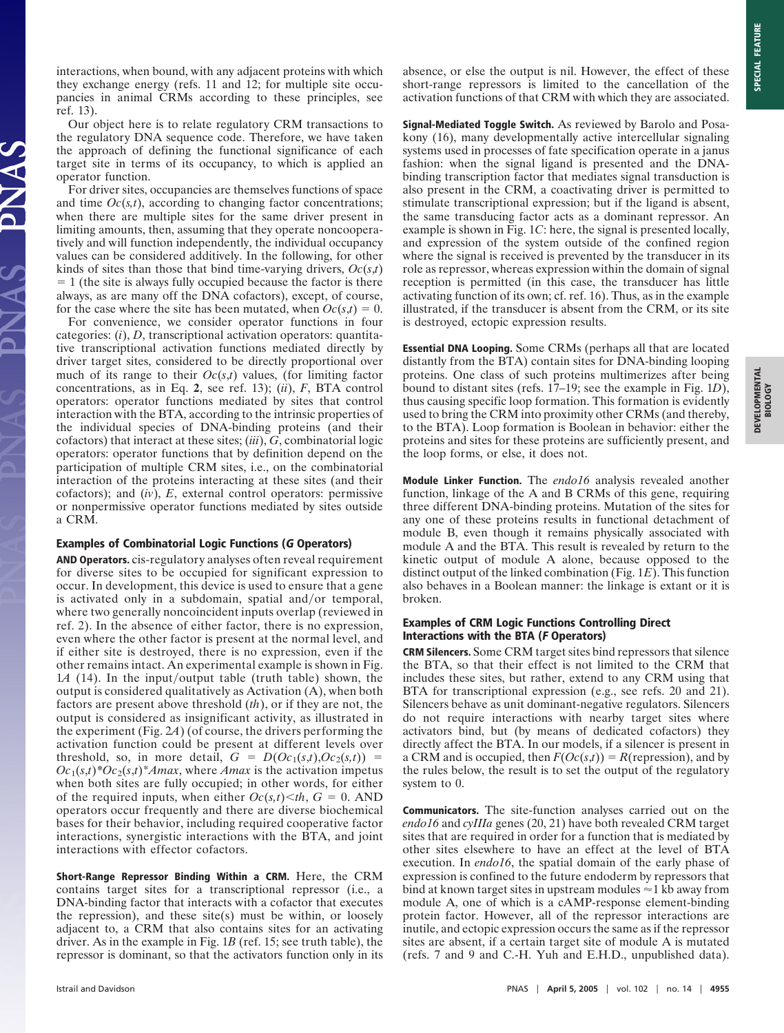interactions, when bound, with any adjacent proteins with which they exchange energy (refs. 11 and 12; for multiple site occupancies in animal CRMs according to these principles, see ref. 13).

Our object here is to relate regulatory CRM transactions to the regulatory DNA sequence code. Therefore, we have taken the approach of defining the functional significance of each target site in terms of its occupancy, to which is applied an operator function.

For driver sites, occupancies are themselves functions of space and time $Oc(s,t)$, according to changing factor concentrations; when there are multiple sites for the same driver present in limiting amounts, then, assuming that they operate noncooperatively and will function independently, the individual occupancy values can be considered additively. In the following, for other kinds of sites than those that bind time-varying drivers, $Oc(s,t) = 1$ (the site is always fully occupied because the factor is there always, as are many of the DNA cofactors), except, of course, for the case where the site has been mutated, when $Oc(s,t) = 0$.

For convenience, we consider operator functions in four categories: (*i*), *D*, transcriptional activation operators: quantitative transcriptional activation functions mediated directly by driver target sites, considered to be directly proportional over much of its range to their $Oc(s,t)$ values, (for limiting factor concentrations, as in Eq. **2**, see ref. 13); (*ii*), *F*, BTA control operators: operator functions mediated by sites that control interaction with the BTA, according to the intrinsic properties of the individual species of DNA-binding proteins (and their cofactors) that interact at these sites; (*iii*), *G*, combinatorial logic operators: operator functions that by definition depend on the participation of multiple CRM sites, i.e., on the combinatorial interaction of the proteins interacting at these sites (and their cofactors); and (*iv*), *E*, external control operators: permissive or nonpermissive operator functions mediated by sites outside a CRM.

### Examples of Combinatorial Logic Functions (*G* Operators)

**AND Operators.** cis-regulatory analyses often reveal requirement for diverse sites to be occupied for significant expression to occur. In development, this device is used to ensure that a gene is activated only in a subdomain, spatial and/or temporal, where two generally noncoincident inputs overlap (reviewed in ref. 2). In the absence of either factor, there is no expression, even where the other factor is present at the normal level, and if either site is destroyed, there is no expression, even if the other remains intact. An experimental example is shown in Fig. 1*A* (14). In the input/output table (truth table) shown, the output is considered qualitatively as Activation (A), when both factors are present above threshold (*th*), or if they are not, the output is considered as insignificant activity, as illustrated in the experiment (Fig. 2*A*) (of course, the drivers performing the activation function could be present at different levels over threshold, so, in more detail, $G = D(Oc_1(s,t),Oc_2(s,t)) = Oc_1(s,t)*Oc_2(s,t)*Amax$, where *Amax* is the activation impetus when both sites are fully occupied; in other words, for either of the required inputs, when either $Oc(s,t)<th$, $G = 0$. AND operators occur frequently and there are diverse biochemical bases for their behavior, including required cooperative factor interactions, synergistic interactions with the BTA, and joint interactions with effector cofactors.

**Short-Range Repressor Binding Within a CRM.** Here, the CRM contains target sites for a transcriptional repressor (i.e., a DNA-binding factor that interacts with a cofactor that executes the repression), and these site(s) must be within, or loosely adjacent to, a CRM that also contains sites for an activating driver. As in the example in Fig. 1*B* (ref. 15; see truth table), the repressor is dominant, so that the activators function only in its absence, or else the output is nil. However, the effect of these short-range repressors is limited to the cancellation of the activation functions of that CRM with which they are associated.

**Signal-Mediated Toggle Switch.** As reviewed by Barolo and Posakony (16), many developmentally active intercellular signaling systems used in processes of fate specification operate in a janus fashion: when the signal ligand is presented and the DNA-binding transcription factor that mediates signal transduction is also present in the CRM, a coactivating driver is permitted to stimulate transcriptional expression; but if the ligand is absent, the same transducing factor acts as a dominant repressor. An example is shown in Fig. 1*C*: here, the signal is presented locally, and expression of the system outside of the confined region where the signal is received is prevented by the transducer in its role as repressor, whereas expression within the domain of signal reception is permitted (in this case, the transducer has little activating function of its own; cf. ref. 16). Thus, as in the example illustrated, if the transducer is absent from the CRM, or its site is destroyed, ectopic expression results.

**Essential DNA Looping.** Some CRMs (perhaps all that are located distantly from the BTA) contain sites for DNA-binding looping proteins. One class of such proteins multimerizes after being bound to distant sites (refs. 17–19; see the example in Fig. 1*D*), thus causing specific loop formation. This formation is evidently used to bring the CRM into proximity other CRMs (and thereby, to the BTA). Loop formation is Boolean in behavior: either the proteins and sites for these proteins are sufficiently present, and the loop forms, or else, it does not.

**Module Linker Function.** The *endo16* analysis revealed another function, linkage of the A and B CRMs of this gene, requiring three different DNA-binding proteins. Mutation of the sites for any one of these proteins results in functional detachment of module B, even though it remains physically associated with module A and the BTA. This result is revealed by return to the kinetic output of module A alone, because opposed to the distinct output of the linked combination (Fig. 1*E*). This function also behaves in a Boolean manner: the linkage is extant or it is broken.

### Examples of CRM Logic Functions Controlling Direct Interactions with the BTA (*F* Operators)

**CRM Silencers.** Some CRM target sites bind repressors that silence the BTA, so that their effect is not limited to the CRM that includes these sites, but rather, extend to any CRM using that BTA for transcriptional expression (e.g., see refs. 20 and 21). Silencers behave as unit dominant-negative regulators. Silencers do not require interactions with nearby target sites where activators bind, but (by means of dedicated cofactors) they directly affect the BTA. In our models, if a silencer is present in a CRM and is occupied, then $F(Oc(s,t)) = R$(repression), and by the rules below, the result is to set the output of the regulatory system to 0.

**Communicators.** The site-function analyses carried out on the *endo16* and *cyIIIa* genes (20, 21) have both revealed CRM target sites that are required in order for a function that is mediated by other sites elsewhere to have an effect at the level of BTA execution. In *endo16*, the spatial domain of the early phase of expression is confined to the future endoderm by repressors that bind at known target sites in upstream modules ≈1 kb away from module A, one of which is a cAMP-response element-binding protein factor. However, all of the repressor interactions are inutile, and ectopic expression occurs the same as if the repressor sites are absent, if a certain target site of module A is mutated (refs. 7 and 9 and C.-H. Yuh and E.H.D., unpublished data).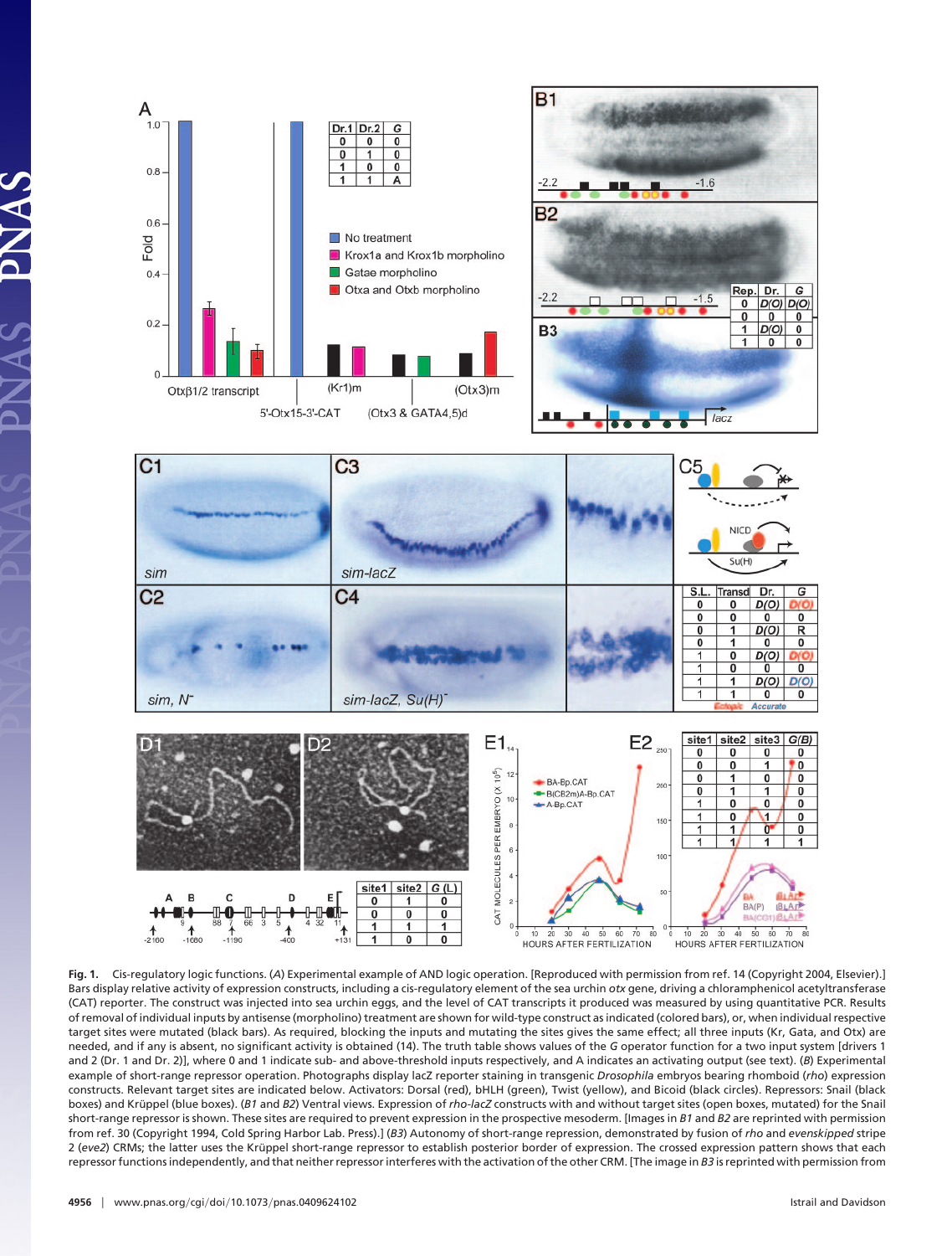**Fig. 1.** Cis-regulatory logic functions. (*A*) Experimental example of AND logic operation. [Reproduced with permission from ref. 14 (Copyright 2004, Elsevier).] Bars display relative activity of expression constructs, including a cis-regulatory element of the sea urchin *otx* gene, driving a chloramphenicol acetyltransferase (CAT) reporter. The construct was injected into sea urchin eggs, and the level of CAT transcripts it produced was measured by using quantitative PCR. Results of removal of individual inputs by antisense (morpholino) treatment are shown for wild-type construct as indicated (colored bars), or, when individual respective target sites were mutated (black bars). As required, blocking the inputs and mutating the sites gives the same effect; all three inputs (Kr, Gata, and Otx) are needed, and if any is absent, no significant activity is obtained (14). The truth table shows values of the *G* operator function for a two input system [drivers 1 and 2 (Dr. 1 and Dr. 2)], where 0 and 1 indicate sub- and above-threshold inputs respectively, and A indicates an activating output (see text). (*B*) Experimental example of short-range repressor operation. Photographs display lacZ reporter staining in transgenic *Drosophila* embryos bearing rhomboid (*rho*) expression constructs. Relevant target sites are indicated below. Activators: Dorsal (red), bHLH (green), Twist (yellow), and Bicoid (black circles). Repressors: Snail (black boxes) and Krüppel (blue boxes). (*B1* and *B2*) Ventral views. Expression of *rho-lacZ* constructs with and without target sites (open boxes, mutated) for the Snail short-range repressor is shown. These sites are required to prevent expression in the prospective mesoderm. [Images in *B1* and *B2* are reprinted with permission from ref. 30 (Copyright 1994, Cold Spring Harbor Lab. Press).] (*B3*) Autonomy of short-range repression, demonstrated by fusion of *rho* and *evenskipped* stripe 2 (*eve2*) CRMs; the latter uses the Krüppel short-range repressor to establish posterior border of expression. The crossed expression pattern shows that each repressor functions independently, and that neither repressor interferes with the activation of the other CRM. [The image in *B3* is reprinted with permission from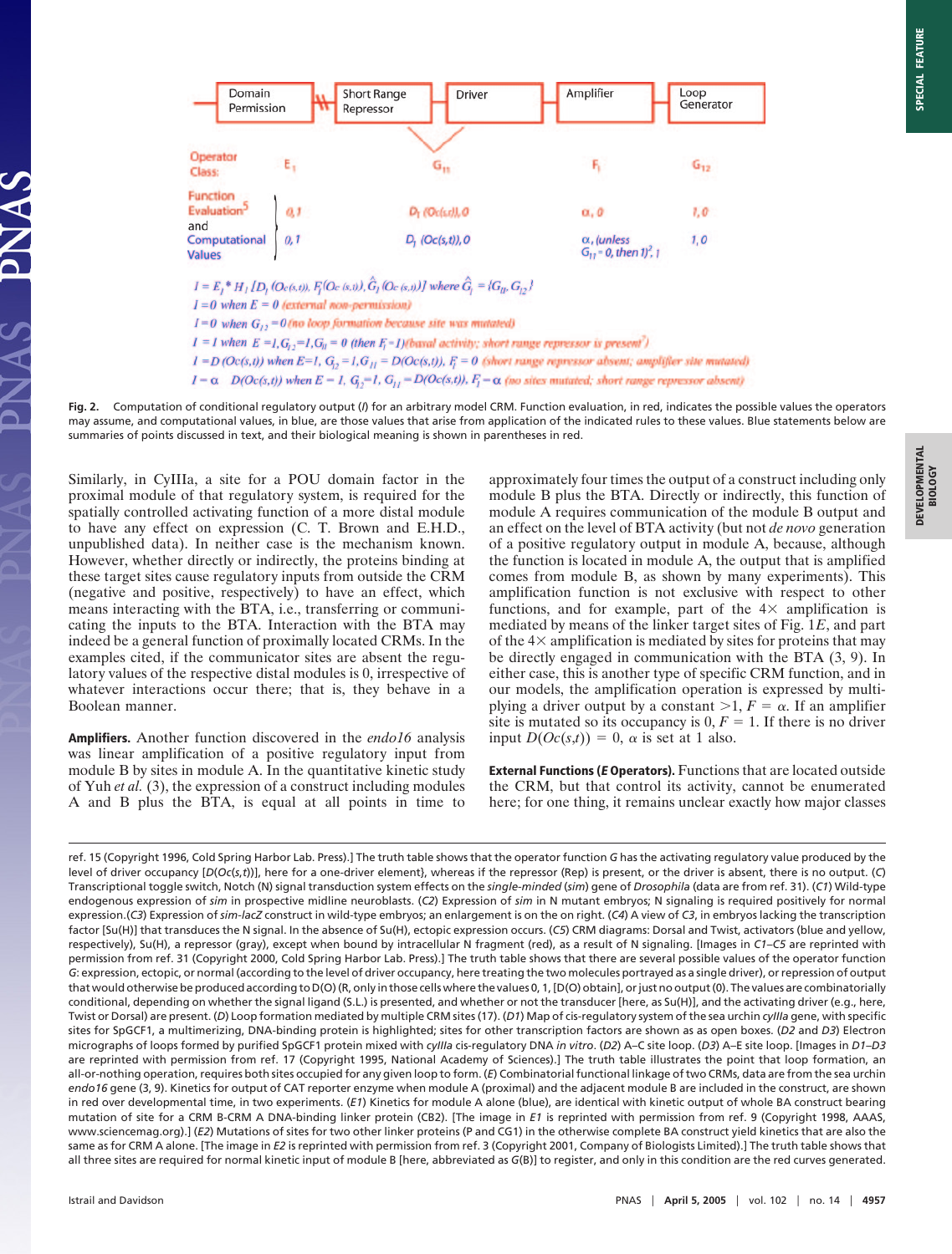| Domain Permission | Short Range Repressor | Driver | Amplifier | Loop Generator |
|---|---|---|---|---|
| **Operator Class:** $E_1$ | $G_{11}$ | | $F_1$ | $G_{12}$ |

**Function Evaluation**[5] and **Computational Values**

| | $E_1$ | $G_{11}$ | $F_1$ | $G_{12}$ |
|---|---|---|---|---|
| Function Evaluation | 0, 1 | $D_1(Oc(s,t)), 0$ | $\alpha$, 0 | 1, 0 |
| Computational Values | 0, 1 | $D_1(Oc(s,t)), 0$ | $\alpha$, (unless $G_{11}=0$, then 1)[7], 1 | 1, 0 |

$I = E_1 * H_1[D_1(Oc(s,t)), F_1(Oc(s,t)), \hat{G}_1(Oc(s,t))]$ where $\hat{G}_1 = \{G_{11}, G_{12}\}$

$I = 0$ when $E = 0$ (external non-permission)

$I = 0$ when $G_{12} = 0$ (no loop formation because site was mutated)

$I = 1$ when $E = 1, G_{12} = 1, G_{11} = 0$ (then $F_1 = 1$)(basal activity; short range repressor is present[7])

$I = D(Oc(s,t))$ when $E = 1$, $G_{12} = 1, G_{11} = D(Oc(s,t))$, $F_1 = 0$ (short range repressor absent; amplifier site mutated)

$I = \alpha \quad D(Oc(s,t))$ when $E = 1$, $G_{12} = 1$, $G_{11} = D(Oc(s,t))$, $F_1 = \alpha$ (no sites mutated; short range repressor absent)

**Fig. 2.** Computation of conditional regulatory output ($I$) for an arbitrary model CRM. Function evaluation, in red, indicates the possible values the operators may assume, and computational values, in blue, are those values that arise from application of the indicated rules to these values. Blue statements below are summaries of points discussed in text, and their biological meaning is shown in parentheses in red.

Similarly, in CyIIIa, a site for a POU domain factor in the proximal module of that regulatory system, is required for the spatially controlled activating function of a more distal module to have any effect on expression (C. T. Brown and E.H.D., unpublished data). In neither case is the mechanism known. However, whether directly or indirectly, the proteins binding at these target sites cause regulatory inputs from outside the CRM (negative and positive, respectively) to have an effect, which means interacting with the BTA, i.e., transferring or communicating the inputs to the BTA. Interaction with the BTA may indeed be a general function of proximally located CRMs. In the examples cited, if the communicator sites are absent, the regulatory values of the respective distal modules is 0, irrespective of whatever interactions occur there; that is, they behave in a Boolean manner.

**Amplifiers.** Another function discovered in the *endo16* analysis was linear amplification of a positive regulatory input from module B by sites in module A. In the quantitative kinetic study of Yuh *et al.* (3), the expression of a construct including modules A and B plus the BTA, is equal at all points in time to approximately four times the output of a construct including only module B plus the BTA. Directly or indirectly, this function of module A requires communication of the module B output and an effect on the level of BTA activity (but not *de novo* generation of a positive regulatory output in module A, because, although the function is located in module A, the output that is amplified comes from module B, as shown by many experiments). This amplification function is not exclusive with respect to other functions, and for example, part of the 4× amplification is mediated by means of the linker target sites of Fig. 1*E*, and part of the 4× amplification is mediated by sites for proteins that may be directly engaged in communication with the BTA (3, 9). In either case, this is another type of specific CRM function, and in our models, the amplification operation is expressed by multiplying a driver output by a constant >1, $F = \alpha$. If an amplifier site is mutated so its occupancy is 0, $F = 1$. If there is no driver input $D(Oc(s,t)) = 0$, $\alpha$ is set at 1 also.

**External Functions (*E* Operators).** Functions that are located outside the CRM, but that control its activity, cannot be enumerated here; for one thing, it remains unclear exactly how major classes

ref. 15 (Copyright 1996, Cold Spring Harbor Lab. Press).] The truth table shows that the operator function *G* has the activating regulatory value produced by the level of driver occupancy [$D(Oc(s,t))$], here for a one-driver element}, whereas if the repressor (Rep) is present, or the driver is absent, there is no output. (*C*) Transcriptional toggle switch, Notch (N) signal transduction system effects on the *single-minded* (*sim*) gene of *Drosophila* (data are from ref. 31). (*C1*) Wild-type endogenous expression of *sim* in prospective midline neuroblasts. (*C2*) Expression of *sim* in N mutant embryos; N signaling is required positively for normal expression.(*C3*) Expression of *sim-lacZ* construct in wild-type embryos; an enlargement is on the on right. (*C4*) A view of *C3*, in embryos lacking the transcription factor [Su(H)] that transduces the N signal. In the absence of Su(H), ectopic expression occurs. (*C5*) CRM diagrams: Dorsal and Twist, activators (blue and yellow, respectively), Su(H), a repressor (gray), except when bound by intracellular N fragment (red), as a result of N signaling. [Images in *C1–C5* are reprinted with permission from ref. 31 (Copyright 2000, Cold Spring Harbor Lab. Press).] The truth table shows that there are several possible values of the operator function *G*: expression, ectopic, or normal (according to the level of driver occupancy, here treating the two molecules portrayed as a single driver), or repression of output that would otherwise be produced according to D(O) (R, only in those cells where the values 0, 1, [D(O) obtain], or just no output (0). The values are combinatorially conditional, depending on whether the signal ligand (S.L.) is presented, and whether or not the transducer [here, as Su(H)], and the activating driver (e.g., here, Twist or Dorsal) are present. (*D*) Loop formation mediated by multiple CRM sites (17). (*D1*) Map of cis-regulatory system of the sea urchin *cyIIIa* gene, with specific sites for SpGCF1, a multimerizing, DNA-binding protein is highlighted; sites for other transcription factors are shown as as open boxes. (*D2* and *D3*) Electron micrographs of loops formed by purified SpGCF1 protein mixed with *cyIIIa* cis-regulatory DNA *in vitro*. (*D2*) A–C site loop. (*D3*) A–E site loop. [Images in *D1–D3* are reprinted with permission from ref. 17 (Copyright 1995, National Academy of Sciences).] The truth table illustrates the point that loop formation, an all-or-nothing operation, requires both sites occupied for any given loop to form. (*E*) Combinatorial functional linkage of two CRMs, data are from the sea urchin *endo16* gene (3, 9). Kinetics for output of CAT reporter enzyme when module A (proximal) and the adjacent module B are included in the construct, are shown in red over developmental time, in two experiments. (*E1*) Kinetics for module A alone (blue), are identical with kinetic output of whole BA construct bearing mutation of site for a CRM B-CRM A DNA-binding linker protein (CB2). [The image in *E1* is reprinted with permission from ref. 9 (Copyright 1998, AAAS, www.sciencemag.org).] (*E2*) Mutations of sites for two other linker proteins (P and CG1) in the otherwise complete BA construct yield kinetics that are also the same as for CRM A alone. [The image in *E2* is reprinted with permission from ref. 3 (Copyright 2001, Company of Biologists Limited).] The truth table shows that all three sites are required for normal kinetic input of module B [here, abbreviated as G(B)] to register, and only in this condition are the red curves generated.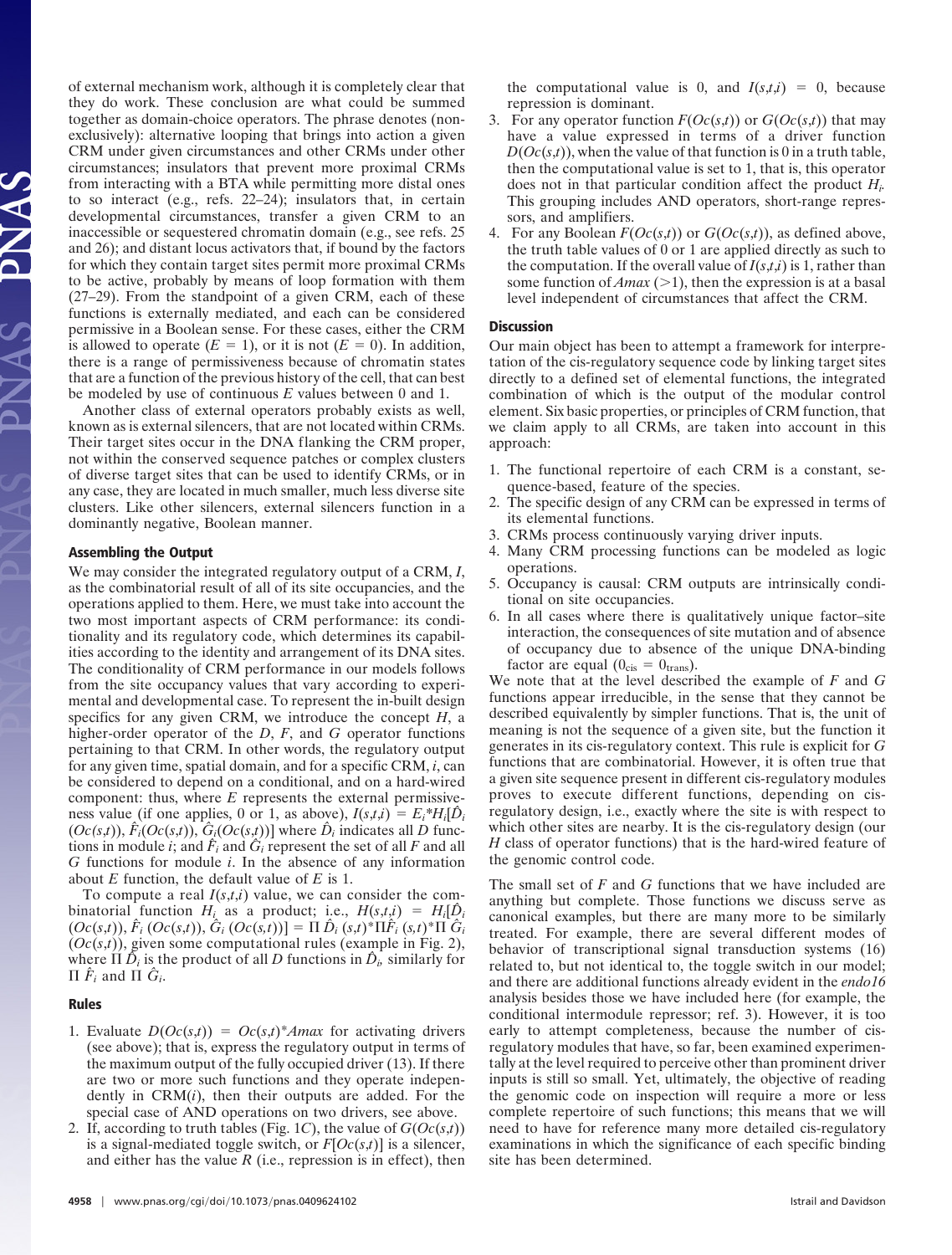of external mechanism work, although it is completely clear that they do work. These conclusion are what could be summed together as domain-choice operators. The phrase denotes (nonexclusively): alternative looping that brings into action a given CRM under given circumstances and other CRMs under other circumstances; insulators that prevent more proximal CRMs from interacting with a BTA while permitting more distal ones to so interact (e.g., refs. 22–24); insulators that, in certain developmental circumstances, transfer a given CRM to an inaccessible or sequestered chromatin domain (e.g., see refs. 25 and 26); and distant locus activators that, if bound by the factors for which they contain target sites permit more proximal CRMs to be active, probably by means of loop formation with them (27–29). From the standpoint of a given CRM, each of these functions is externally mediated, and each can be considered permissive in a Boolean sense. For these cases, either the CRM is allowed to operate ($E = 1$), or it is not ($E = 0$). In addition, there is a range of permissiveness because of chromatin states that are a function of the previous history of the cell, that can best be modeled by use of continuous $E$ values between 0 and 1.

Another class of external operators probably exists as well, known as is external silencers, that are not located within CRMs. Their target sites occur in the DNA flanking the CRM proper, not within the conserved sequence patches or complex clusters of diverse target sites that can be used to identify CRMs, or in any case, they are located in much smaller, much less diverse site clusters. Like other silencers, external silencers function in a dominantly negative, Boolean manner.

### Assembling the Output

We may consider the integrated regulatory output of a CRM, $I$, as the combinatorial result of all of its site occupancies, and the operations applied to them. Here, we must take into account the two most important aspects of CRM performance: its conditionality and its regulatory code, which determines its capabilities according to the identity and arrangement of its DNA sites. The conditionality of CRM performance in our models follows from the site occupancy values that vary according to experimental and developmental case. To represent the in-built design specifics for any given CRM, we introduce the concept $H$, a higher-order operator of the $D$, $F$, and $G$ operator functions pertaining to that CRM. In other words, the regulatory output for any given time, spatial domain, and for a specific CRM, $i$, can be considered to depend on a conditional, and on a hard-wired component: thus, where $E$ represents the external permissiveness value (if one applies, 0 or 1, as above), $I(s,t,i) = E_i{*}H_i[\hat{D}_i(Oc(s,t)), \hat{F}_i(Oc(s,t)), \hat{G}_i(Oc(s,t))]$ where $\hat{D}_i$ indicates all $D$ functions in module $i$; and $\hat{F}_i$ and $\hat{G}_i$ represent the set of all $F$ and all $G$ functions for module $i$. In the absence of any information about $E$ function, the default value of $E$ is 1.

To compute a real $I(s,t,i)$ value, we can consider the combinatorial function $H_i$ as a product; i.e., $H(s,t,i) = H_i[\hat{D}_i(Oc(s,t)), \hat{F}_i(Oc(s,t)), \hat{G}_i(Oc(s,t))] = \Pi\,\hat{D}_i(s,t){*}\Pi\hat{F}_i(s,t){*}\Pi\,\hat{G}_i(Oc(s,t))$, given some computational rules (example in Fig. 2), where $\Pi\,\hat{D}_i$ is the product of all $D$ functions in $\hat{D}_i$, similarly for $\Pi\,\hat{F}_i$ and $\Pi\,\hat{G}_i$.

### Rules

1. Evaluate $D(Oc(s,t)) = Oc(s,t){*}Amax$ for activating drivers (see above); that is, express the regulatory output in terms of the maximum output of the fully occupied driver (13). If there are two or more such functions and they operate independently in CRM($i$), then their outputs are added. For the special case of AND operations on two drivers, see above.
2. If, according to truth tables (Fig. 1*C*), the value of $G(Oc(s,t))$ is a signal-mediated toggle switch, or $F[Oc(s,t)]$ is a silencer, and either has the value $R$ (i.e., repression is in effect), then the computational value is 0, and $I(s,t,i) = 0$, because repression is dominant.
3. For any operator function $F(Oc(s,t))$ or $G(Oc(s,t))$ that may have a value expressed in terms of a driver function $D(Oc(s,t))$, when the value of that function is 0 in a truth table, then the computational value is set to 1, that is, this operator does not in that particular condition affect the product $H_i$. This grouping includes AND operators, short-range repressors, and amplifiers.
4. For any Boolean $F(Oc(s,t))$ or $G(Oc(s,t))$, as defined above, the truth table values of 0 or 1 are applied directly as such to the computation. If the overall value of $I(s,t,i)$ is 1, rather than some function of $Amax$ ($>1$), then the expression is at a basal level independent of circumstances that affect the CRM.

### Discussion

Our main object has been to attempt a framework for interpretation of the cis-regulatory sequence code by linking target sites directly to a defined set of elemental functions, the integrated combination of which is the output of the modular control element. Six basic properties, or principles of CRM function, that we claim apply to all CRMs, are taken into account in this approach:

1. The functional repertoire of each CRM is a constant, sequence-based, feature of the species.
2. The specific design of any CRM can be expressed in terms of its elemental functions.
3. CRMs process continuously varying driver inputs.
4. Many CRM processing functions can be modeled as logic operations.
5. Occupancy is causal: CRM outputs are intrinsically conditional on site occupancies.
6. In all cases where there is qualitatively unique factor–site interaction, the consequences of site mutation and of absence of occupancy due to absence of the unique DNA-binding factor are equal ($0_{cis} = 0_{trans}$).

We note that at the level described the example of $F$ and $G$ functions appear irreducible, in the sense that they cannot be described equivalently by simpler functions. That is, the unit of meaning is not the sequence of a given site, but the function it generates in its cis-regulatory context. This rule is explicit for $G$ functions that are combinatorial. However, it is often true that a given site sequence present in different cis-regulatory modules proves to execute different functions, depending on cis-regulatory design, i.e., exactly where the site is with respect to which other sites are nearby. It is the cis-regulatory design (our $H$ class of operator functions) that is the hard-wired feature of the genomic control code.

The small set of $F$ and $G$ functions that we have included are anything but complete. Those functions we discuss serve as canonical examples, but there are many more to be similarly treated. For example, there are several different modes of behavior of transcriptional signal transduction systems (16) related to, but not identical to, the toggle switch in our model; and there are additional functions already evident in the *endo16* analysis besides those we have included here (for example, the conditional intermodule repressor; ref. 3). However, it is too early to attempt completeness, because the number of cis-regulatory modules that have, so far, been examined experimentally at the level required to perceive other than prominent driver inputs is still so small. Yet, ultimately, the objective of reading the genomic code on inspection will require a more or less complete repertoire of such functions; this means that we will need to have for reference many more detailed cis-regulatory examinations in which the significance of each specific binding site has been determined.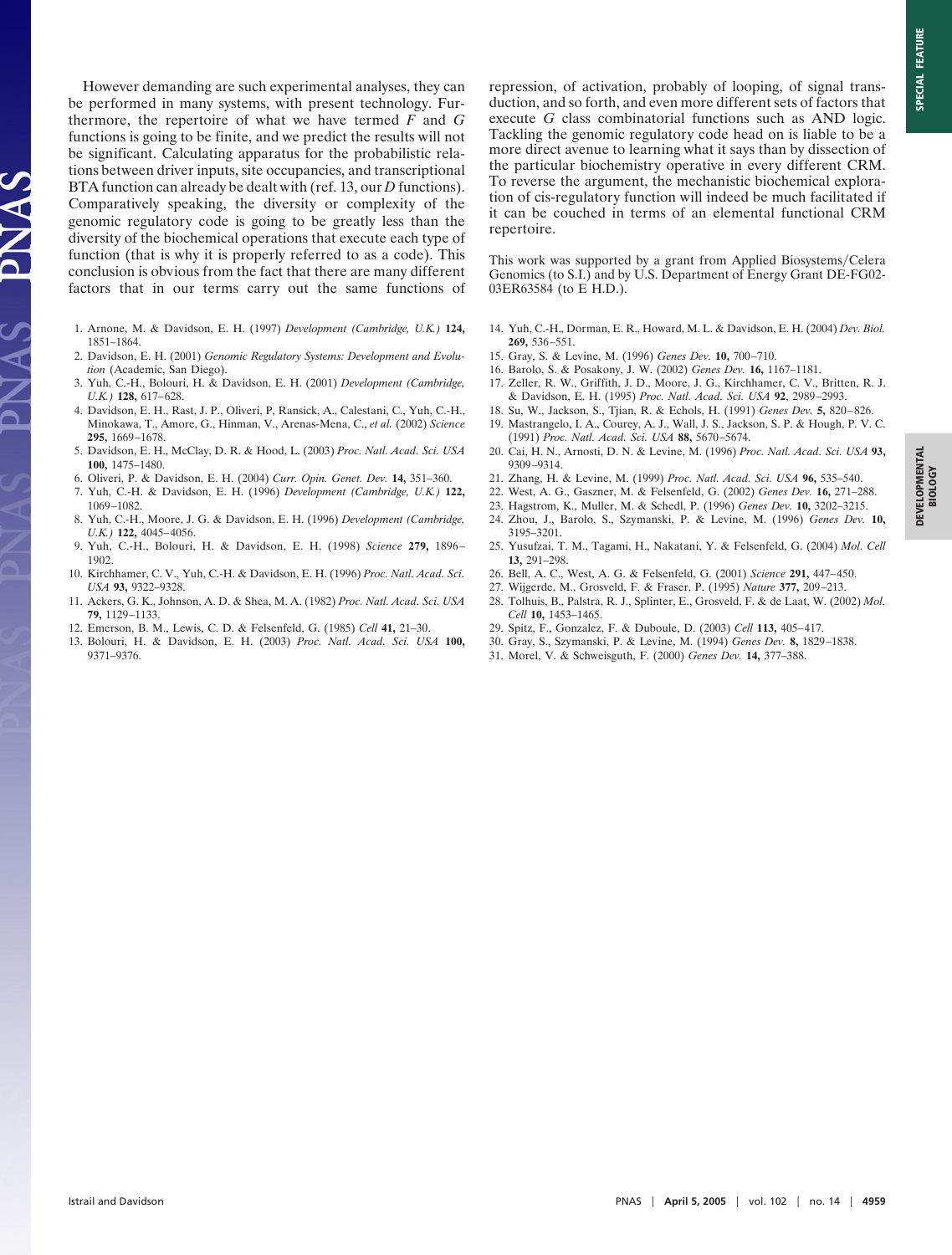However demanding are such experimental analyses, they can be performed in many systems, with present technology. Furthermore, the repertoire of what we have termed $F$ and $G$ functions is going to be finite, and we predict the results will not be significant. Calculating apparatus for the probabilistic relations between driver inputs, site occupancies, and transcriptional BTA function can already be dealt with (ref. 13, our $D$ functions). Comparatively speaking, the diversity or complexity of the genomic regulatory code is going to be greatly less than the diversity of the biochemical operations that execute each type of function (that is why it is properly referred to as a code). This conclusion is obvious from the fact that there are many different factors that in our terms carry out the same functions of repression, of activation, probably of looping, of signal transduction, and so forth, and even more different sets of factors that execute $G$ class combinatorial functions such as AND logic. Tackling the genomic regulatory code head on is liable to be a more direct avenue to learning what it says than by dissection of the particular biochemistry operative in every different CRM. To reverse the argument, the mechanistic biochemical exploration of cis-regulatory function will indeed be much facilitated if it can be couched in terms of an elemental functional CRM repertoire.

This work was supported by a grant from Applied Biosystems/Celera Genomics (to S.I.) and by U.S. Department of Energy Grant DE-FG02-03ER63584 (to E H.D.).

1. Arnone, M. & Davidson, E. H. (1997) *Development (Cambridge, U.K.)* **124,** 1851–1864.
2. Davidson, E. H. (2001) *Genomic Regulatory Systems: Development and Evolution* (Academic, San Diego).
3. Yuh, C.-H., Bolouri, H. & Davidson, E. H. (2001) *Development (Cambridge, U.K.)* **128,** 617–628.
4. Davidson, E. H., Rast, J. P., Oliveri, P, Ransick, A., Calestani, C., Yuh, C.-H., Minokawa, T., Amore, G., Hinman, V., Arenas-Mena, C., *et al.* (2002) *Science* **295,** 1669–1678.
5. Davidson, E. H., McClay, D. R. & Hood, L. (2003) *Proc. Natl. Acad. Sci. USA* **100,** 1475–1480.
6. Oliveri, P. & Davidson, E. H. (2004) *Curr. Opin. Genet. Dev.* **14,** 351–360.
7. Yuh, C.-H. & Davidson, E. H. (1996) *Development (Cambridge, U.K.)* **122,** 1069–1082.
8. Yuh, C.-H., Moore, J. G. & Davidson, E. H. (1996) *Development (Cambridge, U.K.)* **122,** 4045–4056.
9. Yuh, C.-H., Bolouri, H. & Davidson, E. H. (1998) *Science* **279,** 1896–1902.
10. Kirchhamer, C. V., Yuh, C.-H. & Davidson, E. H. (1996) *Proc. Natl. Acad. Sci. USA* **93,** 9322–9328.
11. Ackers, G. K., Johnson, A. D. & Shea, M. A. (1982) *Proc. Natl. Acad. Sci. USA* **79,** 1129–1133.
12. Emerson, B. M., Lewis, C. D. & Felsenfeld, G. (1985) *Cell* **41,** 21–30.
13. Bolouri, H. & Davidson, E. H. (2003) *Proc. Natl. Acad. Sci. USA* **100,** 9371–9376.
14. Yuh, C.-H., Dorman, E. R., Howard, M. L. & Davidson, E. H. (2004) *Dev. Biol.* **269,** 536–551.
15. Gray, S. & Levine, M. (1996) *Genes Dev.* **10,** 700–710.
16. Barolo, S. & Posakony, J. W. (2002) *Genes Dev.* **16,** 1167–1181.
17. Zeller, R. W., Griffith, J. D., Moore, J. G., Kirchhamer, C. V., Britten, R. J. & Davidson, E. H. (1995) *Proc. Natl. Acad. Sci. USA* **92**, 2989–2993.
18. Su, W., Jackson, S., Tjian, R. & Echols, H. (1991) *Genes Dev.* **5,** 820–826.
19. Mastrangelo, I. A., Courey, A. J., Wall, J. S., Jackson, S. P. & Hough, P. V. C. (1991) *Proc. Natl. Acad. Sci. USA* **88,** 5670–5674.
20. Cai, H. N., Arnosti, D. N. & Levine, M. (1996) *Proc. Natl. Acad. Sci. USA* **93,** 9309–9314.
21. Zhang, H. & Levine, M. (1999) *Proc. Natl. Acad. Sci. USA* **96,** 535–540.
22. West, A. G., Gaszner, M. & Felsenfeld, G. (2002) *Genes Dev.* **16,** 271–288.
23. Hagstrom, K., Muller, M. & Schedl, P. (1996) *Genes Dev.* **10,** 3202–3215.
24. Zhou, J., Barolo, S., Szymanski, P. & Levine, M. (1996) *Genes Dev.* **10,** 3195–3201.
25. Yusufzai, T. M., Tagami, H., Nakatani, Y. & Felsenfeld, G. (2004) *Mol. Cell* **13,** 291–298.
26. Bell, A. C., West, A. G. & Felsenfeld, G. (2001) *Science* **291,** 447–450.
27. Wijgerde, M., Grosveld, F. & Fraser, P. (1995) *Nature* **377,** 209–213.
28. Tolhuis, B., Palstra, R. J., Splinter, E., Grosveld, F. & de Laat, W. (2002) *Mol. Cell* **10,** 1453–1465.
29. Spitz, F., Gonzalez, F. & Duboule, D. (2003) *Cell* **113,** 405–417.
30. Gray, S., Szymanski, P. & Levine, M. (1994) *Genes Dev.* **8,** 1829–1838.
31. Morel, V. & Schweisguth, F. (2000) *Genes Dev.* **14,** 377–388.